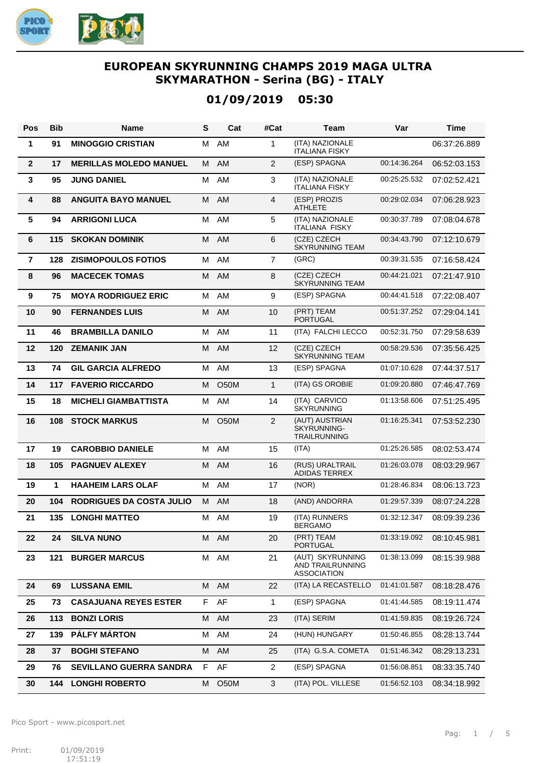# EUROPEAN SKYRUNNING CHAMPS 2019 MAGA ULTRA SKYMARATHON - Serina (BG) - ITALY

## 01/09/2019 05:30

| Pos | Bib | Name | S | Cat | #Cat | Team | Var | Time |
|---|---|---|---|---|---|---|---|---|
| 1 | 91 | MINOGGIO CRISTIAN | M | AM | 1 | (ITA) NAZIONALE ITALIANA FISKY | | 06:37:26.889 |
| 2 | 17 | MERILLAS MOLEDO MANUEL | M | AM | 2 | (ESP) SPAGNA | 00:14:36.264 | 06:52:03.153 |
| 3 | 95 | JUNG DANIEL | M | AM | 3 | (ITA) NAZIONALE ITALIANA FISKY | 00:25:25.532 | 07:02:52.421 |
| 4 | 88 | ANGUITA BAYO MANUEL | M | AM | 4 | (ESP) PROZIS ATHLETE | 00:29:02.034 | 07:06:28.923 |
| 5 | 94 | ARRIGONI LUCA | M | AM | 5 | (ITA) NAZIONALE ITALIANA FISKY | 00:30:37.789 | 07:08:04.678 |
| 6 | 115 | SKOKAN DOMINIK | M | AM | 6 | (CZE) CZECH SKYRUNNING TEAM | 00:34:43.790 | 07:12:10.679 |
| 7 | 128 | ZISIMOPOULOS FOTIOS | M | AM | 7 | (GRC) | 00:39:31.535 | 07:16:58.424 |
| 8 | 96 | MACECEK TOMAS | M | AM | 8 | (CZE) CZECH SKYRUNNING TEAM | 00:44:21.021 | 07:21:47.910 |
| 9 | 75 | MOYA RODRIGUEZ ERIC | M | AM | 9 | (ESP) SPAGNA | 00:44:41.518 | 07:22:08.407 |
| 10 | 90 | FERNANDES LUIS | M | AM | 10 | (PRT) TEAM PORTUGAL | 00:51:37.252 | 07:29:04.141 |
| 11 | 46 | BRAMBILLA DANILO | M | AM | 11 | (ITA) FALCHI LECCO | 00:52:31.750 | 07:29:58.639 |
| 12 | 120 | ZEMANIK JAN | M | AM | 12 | (CZE) CZECH SKYRUNNING TEAM | 00:58:29.536 | 07:35:56.425 |
| 13 | 74 | GIL GARCIA ALFREDO | M | AM | 13 | (ESP) SPAGNA | 01:07:10.628 | 07:44:37.517 |
| 14 | 117 | FAVERIO RICCARDO | M | O50M | 1 | (ITA) GS OROBIE | 01:09:20.880 | 07:46:47.769 |
| 15 | 18 | MICHELI GIAMBATTISTA | M | AM | 14 | (ITA) CARVICO SKYRUNNING | 01:13:58.606 | 07:51:25.495 |
| 16 | 108 | STOCK MARKUS | M | O50M | 2 | (AUT) AUSTRIAN SKYRUNNING-TRAILRUNNING | 01:16:25.341 | 07:53:52.230 |
| 17 | 19 | CAROBBIO DANIELE | M | AM | 15 | (ITA) | 01:25:26.585 | 08:02:53.474 |
| 18 | 105 | PAGNUEV ALEXEY | M | AM | 16 | (RUS) URALTRAIL ADIDAS TERREX | 01:26:03.078 | 08:03:29.967 |
| 19 | 1 | HAAHEIM LARS OLAF | M | AM | 17 | (NOR) | 01:28:46.834 | 08:06:13.723 |
| 20 | 104 | RODRIGUES DA COSTA JULIO | M | AM | 18 | (AND) ANDORRA | 01:29:57.339 | 08:07:24.228 |
| 21 | 135 | LONGHI MATTEO | M | AM | 19 | (ITA) RUNNERS BERGAMO | 01:32:12.347 | 08:09:39.236 |
| 22 | 24 | SILVA NUNO | M | AM | 20 | (PRT) TEAM PORTUGAL | 01:33:19.092 | 08:10:45.981 |
| 23 | 121 | BURGER MARCUS | M | AM | 21 | (AUT) SKYRUNNING AND TRAILRUNNING ASSOCIATION | 01:38:13.099 | 08:15:39.988 |
| 24 | 69 | LUSSANA EMIL | M | AM | 22 | (ITA) LA RECASTELLO | 01:41:01.587 | 08:18:28.476 |
| 25 | 73 | CASAJUANA REYES ESTER | F | AF | 1 | (ESP) SPAGNA | 01:41:44.585 | 08:19:11.474 |
| 26 | 113 | BONZI LORIS | M | AM | 23 | (ITA) SERIM | 01:41:59.835 | 08:19:26.724 |
| 27 | 139 | PÁLFY MÁRTON | M | AM | 24 | (HUN) HUNGARY | 01:50:46.855 | 08:28:13.744 |
| 28 | 37 | BOGHI STEFANO | M | AM | 25 | (ITA) G.S.A. COMETA | 01:51:46.342 | 08:29:13.231 |
| 29 | 76 | SEVILLANO GUERRA SANDRA | F | AF | 2 | (ESP) SPAGNA | 01:56:08.851 | 08:33:35.740 |
| 30 | 144 | LONGHI ROBERTO | M | O50M | 3 | (ITA) POL. VILLESE | 01:56:52.103 | 08:34:18.992 |

Pico Sport - www.picosport.net

Print: 01/09/2019 17:51:19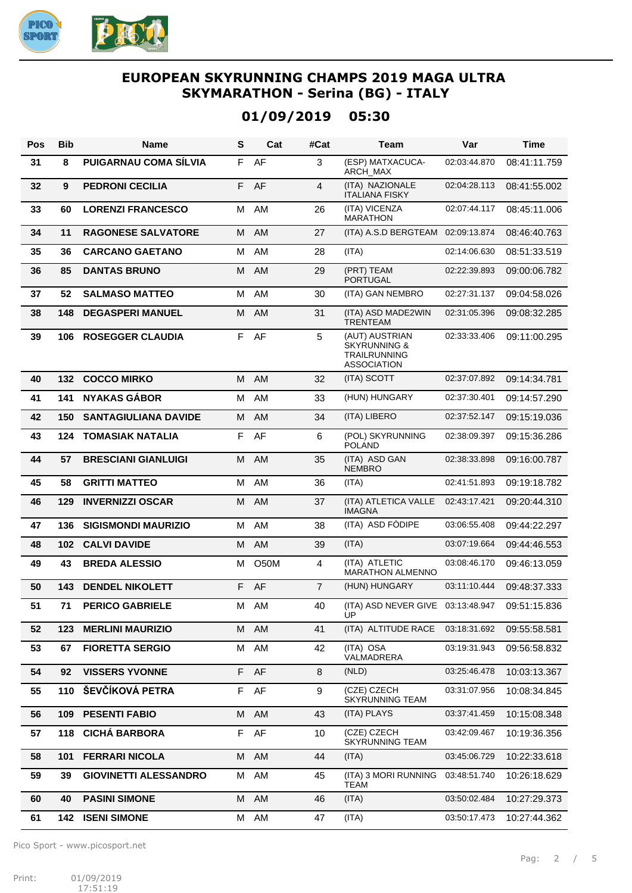# EUROPEAN SKYRUNNING CHAMPS 2019 MAGA ULTRA SKYMARATHON - Serina (BG) - ITALY

## 01/09/2019 05:30

| Pos | Bib | Name | S | Cat | #Cat | Team | Var | Time |
|---|---|---|---|---|---|---|---|---|
| 31 | 8 | PUIGARNAU COMA SÍLVIA | F | AF | 3 | (ESP) MATXACUCA-ARCH_MAX | 02:03:44.870 | 08:41:11.759 |
| 32 | 9 | PEDRONI CECILIA | F | AF | 4 | (ITA) NAZIONALE ITALIANA FISKY | 02:04:28.113 | 08:41:55.002 |
| 33 | 60 | LORENZI FRANCESCO | M | AM | 26 | (ITA) VICENZA MARATHON | 02:07:44.117 | 08:45:11.006 |
| 34 | 11 | RAGONESE SALVATORE | M | AM | 27 | (ITA) A.S.D BERGTEAM | 02:09:13.874 | 08:46:40.763 |
| 35 | 36 | CARCANO GAETANO | M | AM | 28 | (ITA) | 02:14:06.630 | 08:51:33.519 |
| 36 | 85 | DANTAS BRUNO | M | AM | 29 | (PRT) TEAM PORTUGAL | 02:22:39.893 | 09:00:06.782 |
| 37 | 52 | SALMASO MATTEO | M | AM | 30 | (ITA) GAN NEMBRO | 02:27:31.137 | 09:04:58.026 |
| 38 | 148 | DEGASPERI MANUEL | M | AM | 31 | (ITA) ASD MADE2WIN TRENTEAM | 02:31:05.396 | 09:08:32.285 |
| 39 | 106 | ROSEGGER CLAUDIA | F | AF | 5 | (AUT) AUSTRIAN SKYRUNNING & TRAILRUNNING ASSOCIATION | 02:33:33.406 | 09:11:00.295 |
| 40 | 132 | COCCO MIRKO | M | AM | 32 | (ITA) SCOTT | 02:37:07.892 | 09:14:34.781 |
| 41 | 141 | NYAKAS GÁBOR | M | AM | 33 | (HUN) HUNGARY | 02:37:30.401 | 09:14:57.290 |
| 42 | 150 | SANTAGIULIANA DAVIDE | M | AM | 34 | (ITA) LIBERO | 02:37:52.147 | 09:15:19.036 |
| 43 | 124 | TOMASIAK NATALIA | F | AF | 6 | (POL) SKYRUNNING POLAND | 02:38:09.397 | 09:15:36.286 |
| 44 | 57 | BRESCIANI GIANLUIGI | M | AM | 35 | (ITA) ASD GAN NEMBRO | 02:38:33.898 | 09:16:00.787 |
| 45 | 58 | GRITTI MATTEO | M | AM | 36 | (ITA) | 02:41:51.893 | 09:19:18.782 |
| 46 | 129 | INVERNIZZI OSCAR | M | AM | 37 | (ITA) ATLETICA VALLE IMAGNA | 02:43:17.421 | 09:20:44.310 |
| 47 | 136 | SIGISMONDI MAURIZIO | M | AM | 38 | (ITA) ASD FÒDIPE | 03:06:55.408 | 09:44:22.297 |
| 48 | 102 | CALVI DAVIDE | M | AM | 39 | (ITA) | 03:07:19.664 | 09:44:46.553 |
| 49 | 43 | BREDA ALESSIO | M | O50M | 4 | (ITA) ATLETIC MARATHON ALMENNO | 03:08:46.170 | 09:46:13.059 |
| 50 | 143 | DENDEL NIKOLETT | F | AF | 7 | (HUN) HUNGARY | 03:11:10.444 | 09:48:37.333 |
| 51 | 71 | PERICO GABRIELE | M | AM | 40 | (ITA) ASD NEVER GIVE UP | 03:13:48.947 | 09:51:15.836 |
| 52 | 123 | MERLINI MAURIZIO | M | AM | 41 | (ITA) ALTITUDE RACE | 03:18:31.692 | 09:55:58.581 |
| 53 | 67 | FIORETTA SERGIO | M | AM | 42 | (ITA) OSA VALMADRERA | 03:19:31.943 | 09:56:58.832 |
| 54 | 92 | VISSERS YVONNE | F | AF | 8 | (NLD) | 03:25:46.478 | 10:03:13.367 |
| 55 | 110 | ŠEVČÍKOVÁ PETRA | F | AF | 9 | (CZE) CZECH SKYRUNNING TEAM | 03:31:07.956 | 10:08:34.845 |
| 56 | 109 | PESENTI FABIO | M | AM | 43 | (ITA) PLAYS | 03:37:41.459 | 10:15:08.348 |
| 57 | 118 | CICHÁ BARBORA | F | AF | 10 | (CZE) CZECH SKYRUNNING TEAM | 03:42:09.467 | 10:19:36.356 |
| 58 | 101 | FERRARI NICOLA | M | AM | 44 | (ITA) | 03:45:06.729 | 10:22:33.618 |
| 59 | 39 | GIOVINETTI ALESSANDRO | M | AM | 45 | (ITA) 3 MORI RUNNING TEAM | 03:48:51.740 | 10:26:18.629 |
| 60 | 40 | PASINI SIMONE | M | AM | 46 | (ITA) | 03:50:02.484 | 10:27:29.373 |
| 61 | 142 | ISENI SIMONE | M | AM | 47 | (ITA) | 03:50:17.473 | 10:27:44.362 |

Pico Sport - www.picosport.net

Print: 01/09/2019 17:51:19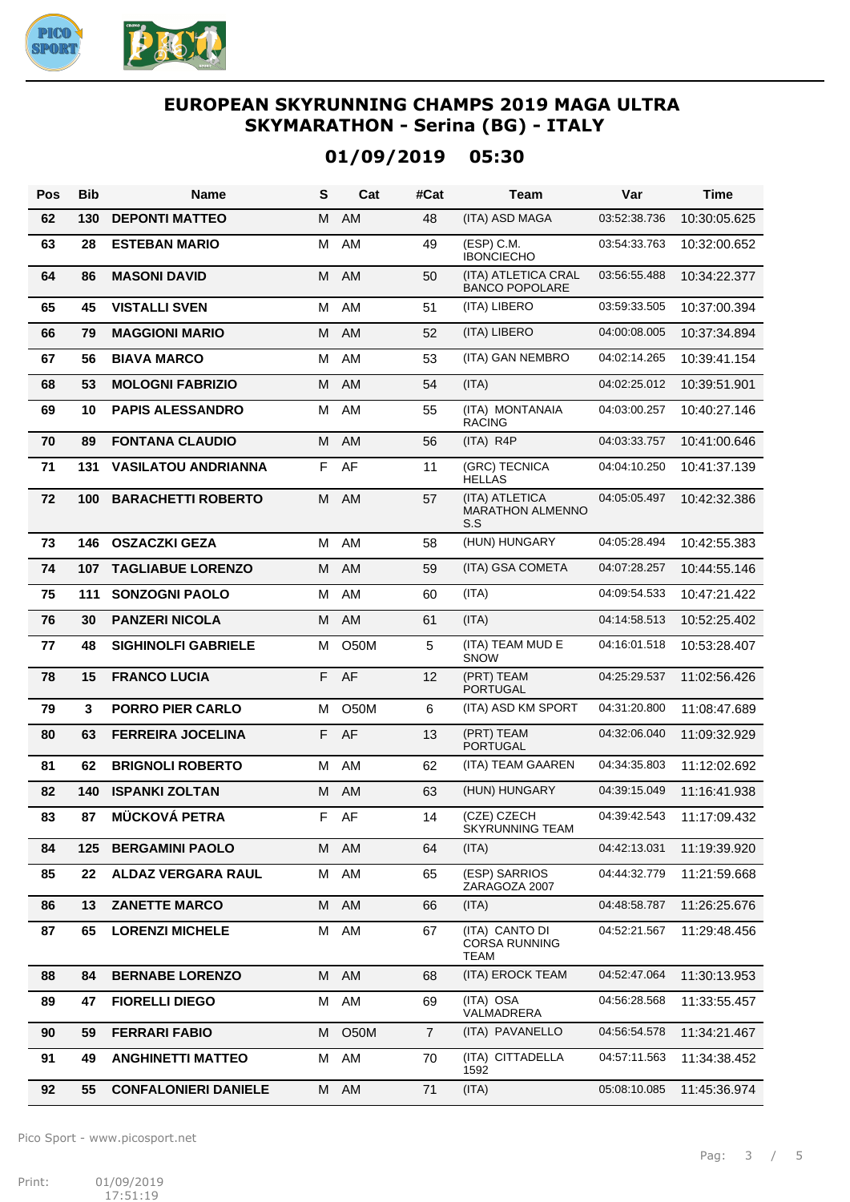# EUROPEAN SKYRUNNING CHAMPS 2019 MAGA ULTRA SKYMARATHON - Serina (BG) - ITALY

## 01/09/2019 05:30

| Pos | Bib | Name | S | Cat | #Cat | Team | Var | Time |
|---|---|---|---|---|---|---|---|---|
| 62 | 130 | **DEPONTI MATTEO** | M | AM | 48 | (ITA) ASD MAGA | 03:52:38.736 | 10:30:05.625 |
| 63 | 28 | **ESTEBAN MARIO** | M | AM | 49 | (ESP) C.M. IBONCIECHO | 03:54:33.763 | 10:32:00.652 |
| 64 | 86 | **MASONI DAVID** | M | AM | 50 | (ITA) ATLETICA CRAL BANCO POPOLARE | 03:56:55.488 | 10:34:22.377 |
| 65 | 45 | **VISTALLI SVEN** | M | AM | 51 | (ITA) LIBERO | 03:59:33.505 | 10:37:00.394 |
| 66 | 79 | **MAGGIONI MARIO** | M | AM | 52 | (ITA) LIBERO | 04:00:08.005 | 10:37:34.894 |
| 67 | 56 | **BIAVA MARCO** | M | AM | 53 | (ITA) GAN NEMBRO | 04:02:14.265 | 10:39:41.154 |
| 68 | 53 | **MOLOGNI FABRIZIO** | M | AM | 54 | (ITA) | 04:02:25.012 | 10:39:51.901 |
| 69 | 10 | **PAPIS ALESSANDRO** | M | AM | 55 | (ITA) MONTANAIA RACING | 04:03:00.257 | 10:40:27.146 |
| 70 | 89 | **FONTANA CLAUDIO** | M | AM | 56 | (ITA) R4P | 04:03:33.757 | 10:41:00.646 |
| 71 | 131 | **VASILATOU ANDRIANNA** | F | AF | 11 | (GRC) TECNICA HELLAS | 04:04:10.250 | 10:41:37.139 |
| 72 | 100 | **BARACHETTI ROBERTO** | M | AM | 57 | (ITA) ATLETICA MARATHON ALMENNO S.S | 04:05:05.497 | 10:42:32.386 |
| 73 | 146 | **OSZACZKI GEZA** | M | AM | 58 | (HUN) HUNGARY | 04:05:28.494 | 10:42:55.383 |
| 74 | 107 | **TAGLIABUE LORENZO** | M | AM | 59 | (ITA) GSA COMETA | 04:07:28.257 | 10:44:55.146 |
| 75 | 111 | **SONZOGNI PAOLO** | M | AM | 60 | (ITA) | 04:09:54.533 | 10:47:21.422 |
| 76 | 30 | **PANZERI NICOLA** | M | AM | 61 | (ITA) | 04:14:58.513 | 10:52:25.402 |
| 77 | 48 | **SIGHINOLFI GABRIELE** | M | O50M | 5 | (ITA) TEAM MUD E SNOW | 04:16:01.518 | 10:53:28.407 |
| 78 | 15 | **FRANCO LUCIA** | F | AF | 12 | (PRT) TEAM PORTUGAL | 04:25:29.537 | 11:02:56.426 |
| 79 | 3 | **PORRO PIER CARLO** | M | O50M | 6 | (ITA) ASD KM SPORT | 04:31:20.800 | 11:08:47.689 |
| 80 | 63 | **FERREIRA JOCELINA** | F | AF | 13 | (PRT) TEAM PORTUGAL | 04:32:06.040 | 11:09:32.929 |
| 81 | 62 | **BRIGNOLI ROBERTO** | M | AM | 62 | (ITA) TEAM GAAREN | 04:34:35.803 | 11:12:02.692 |
| 82 | 140 | **ISPANKI ZOLTAN** | M | AM | 63 | (HUN) HUNGARY | 04:39:15.049 | 11:16:41.938 |
| 83 | 87 | **MÜCKOVÁ PETRA** | F | AF | 14 | (CZE) CZECH SKYRUNNING TEAM | 04:39:42.543 | 11:17:09.432 |
| 84 | 125 | **BERGAMINI PAOLO** | M | AM | 64 | (ITA) | 04:42:13.031 | 11:19:39.920 |
| 85 | 22 | **ALDAZ VERGARA RAUL** | M | AM | 65 | (ESP) SARRIOS ZARAGOZA 2007 | 04:44:32.779 | 11:21:59.668 |
| 86 | 13 | **ZANETTE MARCO** | M | AM | 66 | (ITA) | 04:48:58.787 | 11:26:25.676 |
| 87 | 65 | **LORENZI MICHELE** | M | AM | 67 | (ITA) CANTO DI CORSA RUNNING TEAM | 04:52:21.567 | 11:29:48.456 |
| 88 | 84 | **BERNABE LORENZO** | M | AM | 68 | (ITA) EROCK TEAM | 04:52:47.064 | 11:30:13.953 |
| 89 | 47 | **FIORELLI DIEGO** | M | AM | 69 | (ITA) OSA VALMADRERA | 04:56:28.568 | 11:33:55.457 |
| 90 | 59 | **FERRARI FABIO** | M | O50M | 7 | (ITA) PAVANELLO | 04:56:54.578 | 11:34:21.467 |
| 91 | 49 | **ANGHINETTI MATTEO** | M | AM | 70 | (ITA) CITTADELLA 1592 | 04:57:11.563 | 11:34:38.452 |
| 92 | 55 | **CONFALONIERI DANIELE** | M | AM | 71 | (ITA) | 05:08:10.085 | 11:45:36.974 |

Pico Sport - www.picosport.net

Print: 01/09/2019 17:51:19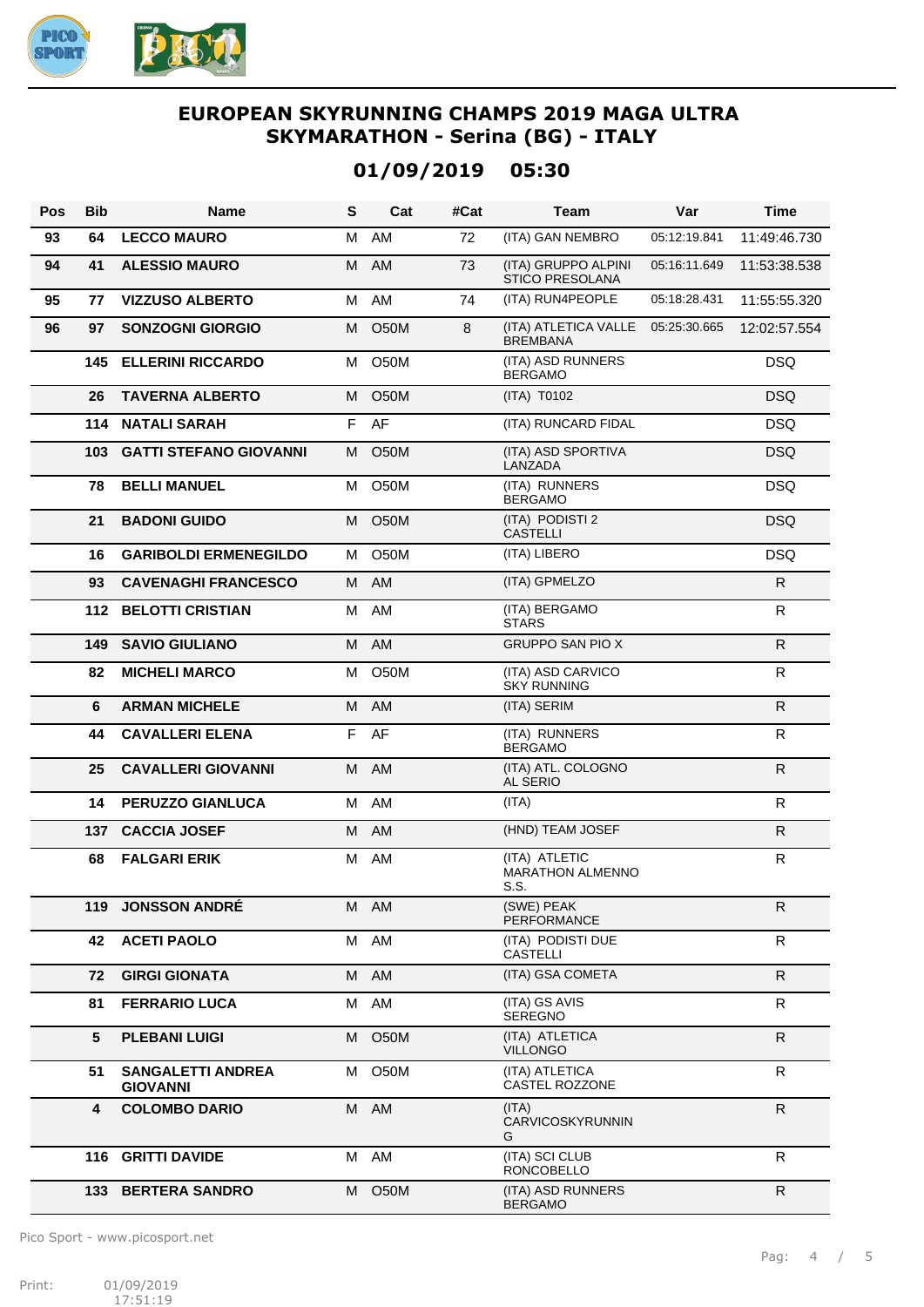# EUROPEAN SKYRUNNING CHAMPS 2019 MAGA ULTRA SKYMARATHON - Serina (BG) - ITALY

## 01/09/2019 05:30

| Pos | Bib | Name | S | Cat | #Cat | Team | Var | Time |
|---|---|---|---|---|---|---|---|---|
| 93 | 64 | LECCO MAURO | M | AM | 72 | (ITA) GAN NEMBRO | 05:12:19.841 | 11:49:46.730 |
| 94 | 41 | ALESSIO MAURO | M | AM | 73 | (ITA) GRUPPO ALPINI STICO PRESOLANA | 05:16:11.649 | 11:53:38.538 |
| 95 | 77 | VIZZUSO ALBERTO | M | AM | 74 | (ITA) RUN4PEOPLE | 05:18:28.431 | 11:55:55.320 |
| 96 | 97 | SONZOGNI GIORGIO | M | O50M | 8 | (ITA) ATLETICA VALLE BREMBANA | 05:25:30.665 | 12:02:57.554 |
| | 145 | ELLERINI RICCARDO | M | O50M | | (ITA) ASD RUNNERS BERGAMO | | DSQ |
| | 26 | TAVERNA ALBERTO | M | O50M | | (ITA) T0102 | | DSQ |
| | 114 | NATALI SARAH | F | AF | | (ITA) RUNCARD FIDAL | | DSQ |
| | 103 | GATTI STEFANO GIOVANNI | M | O50M | | (ITA) ASD SPORTIVA LANZADA | | DSQ |
| | 78 | BELLI MANUEL | M | O50M | | (ITA) RUNNERS BERGAMO | | DSQ |
| | 21 | BADONI GUIDO | M | O50M | | (ITA) PODISTI 2 CASTELLI | | DSQ |
| | 16 | GARIBOLDI ERMENEGILDO | M | O50M | | (ITA) LIBERO | | DSQ |
| | 93 | CAVENAGHI FRANCESCO | M | AM | | (ITA) GPMELZO | | R |
| | 112 | BELOTTI CRISTIAN | M | AM | | (ITA) BERGAMO STARS | | R |
| | 149 | SAVIO GIULIANO | M | AM | | GRUPPO SAN PIO X | | R |
| | 82 | MICHELI MARCO | M | O50M | | (ITA) ASD CARVICO SKY RUNNING | | R |
| | 6 | ARMAN MICHELE | M | AM | | (ITA) SERIM | | R |
| | 44 | CAVALLERI ELENA | F | AF | | (ITA) RUNNERS BERGAMO | | R |
| | 25 | CAVALLERI GIOVANNI | M | AM | | (ITA) ATL. COLOGNO AL SERIO | | R |
| | 14 | PERUZZO GIANLUCA | M | AM | | (ITA) | | R |
| | 137 | CACCIA JOSEF | M | AM | | (HND) TEAM JOSEF | | R |
| | 68 | FALGARI ERIK | M | AM | | (ITA) ATLETIC MARATHON ALMENNO S.S. | | R |
| | 119 | JONSSON ANDRÉ | M | AM | | (SWE) PEAK PERFORMANCE | | R |
| | 42 | ACETI PAOLO | M | AM | | (ITA) PODISTI DUE CASTELLI | | R |
| | 72 | GIRGI GIONATA | M | AM | | (ITA) GSA COMETA | | R |
| | 81 | FERRARIO LUCA | M | AM | | (ITA) GS AVIS SEREGNO | | R |
| | 5 | PLEBANI LUIGI | M | O50M | | (ITA) ATLETICA VILLONGO | | R |
| | 51 | SANGALETTI ANDREA GIOVANNI | M | O50M | | (ITA) ATLETICA CASTEL ROZZONE | | R |
| | 4 | COLOMBO DARIO | M | AM | | (ITA) CARVICOSKYRUNNING | | R |
| | 116 | GRITTI DAVIDE | M | AM | | (ITA) SCI CLUB RONCOBELLO | | R |
| | 133 | BERTERA SANDRO | M | O50M | | (ITA) ASD RUNNERS BERGAMO | | R |

Pico Sport - www.picosport.net

Print: 01/09/2019 17:51:19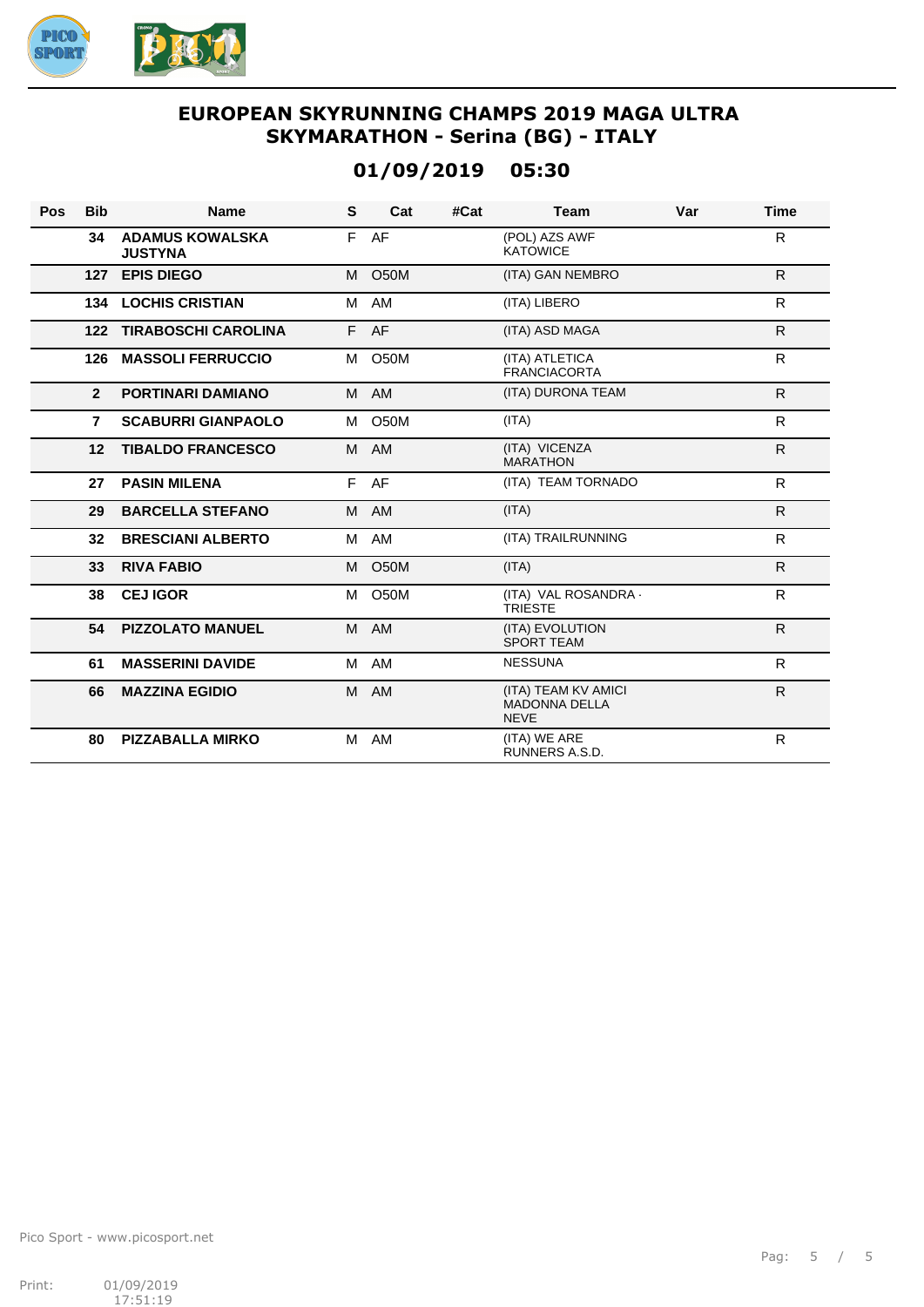# EUROPEAN SKYRUNNING CHAMPS 2019 MAGA ULTRA SKYMARATHON - Serina (BG) - ITALY

## 01/09/2019 05:30

| Pos | Bib | Name | S | Cat | #Cat | Team | Var | Time |
|---|---|---|---|---|---|---|---|---|
| | 34 | **ADAMUS KOWALSKA JUSTYNA** | F | AF | | (POL) AZS AWF KATOWICE | | R |
| | 127 | **EPIS DIEGO** | M | O50M | | (ITA) GAN NEMBRO | | R |
| | 134 | **LOCHIS CRISTIAN** | M | AM | | (ITA) LIBERO | | R |
| | 122 | **TIRABOSCHI CAROLINA** | F | AF | | (ITA) ASD MAGA | | R |
| | 126 | **MASSOLI FERRUCCIO** | M | O50M | | (ITA) ATLETICA FRANCIACORTA | | R |
| | 2 | **PORTINARI DAMIANO** | M | AM | | (ITA) DURONA TEAM | | R |
| | 7 | **SCABURRI GIANPAOLO** | M | O50M | | (ITA) | | R |
| | 12 | **TIBALDO FRANCESCO** | M | AM | | (ITA) VICENZA MARATHON | | R |
| | 27 | **PASIN MILENA** | F | AF | | (ITA) TEAM TORNADO | | R |
| | 29 | **BARCELLA STEFANO** | M | AM | | (ITA) | | R |
| | 32 | **BRESCIANI ALBERTO** | M | AM | | (ITA) TRAILRUNNING | | R |
| | 33 | **RIVA FABIO** | M | O50M | | (ITA) | | R |
| | 38 | **CEJ IGOR** | M | O50M | | (ITA) VAL ROSANDRA - TRIESTE | | R |
| | 54 | **PIZZOLATO MANUEL** | M | AM | | (ITA) EVOLUTION SPORT TEAM | | R |
| | 61 | **MASSERINI DAVIDE** | M | AM | | NESSUNA | | R |
| | 66 | **MAZZINA EGIDIO** | M | AM | | (ITA) TEAM KV AMICI MADONNA DELLA NEVE | | R |
| | 80 | **PIZZABALLA MIRKO** | M | AM | | (ITA) WE ARE RUNNERS A.S.D. | | R |

Pico Sport - www.picosport.net

Print: 01/09/2019 17:51:19